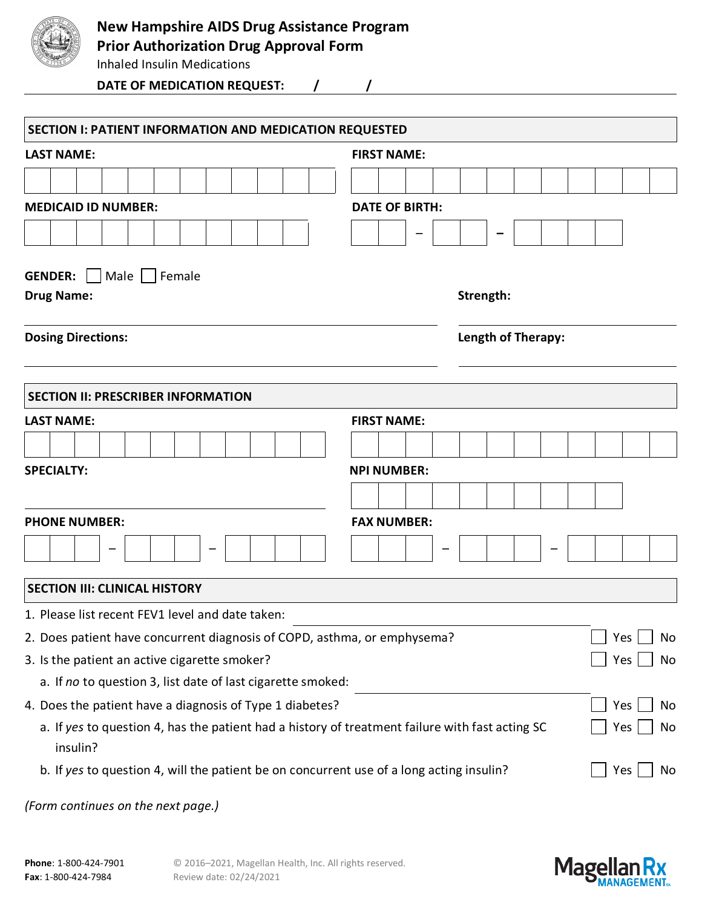# New Hampshire AIDS Drug Assistance Program

## Prior Authorization Drug Approval Form

Inhaled Insulin Medications

**DATE OF MEDICATION REQUEST:** / /

## SECTION I: PATIENT INFORMATION AND MEDICATION REQUESTED

**LAST NAME:**

**FIRST NAME:**

**MEDICAID ID NUMBER:**

**DATE OF BIRTH:** – –

**GENDER:** ☐ Male ☐ Female

**Drug Name:**

**Strength:**

**Dosing Directions:**

**Length of Therapy:**

## SECTION II: PRESCRIBER INFORMATION

**LAST NAME:**

**FIRST NAME:**

**SPECIALTY:**

**NPI NUMBER:**

**PHONE NUMBER:** – –

**FAX NUMBER:** – –

## SECTION III: CLINICAL HISTORY

1. Please list recent FEV1 level and date taken: \_\_\_\_\_\_\_\_\_\_\_\_\_\_\_\_
2. Does patient have concurrent diagnosis of COPD, asthma, or emphysema? ☐ Yes ☐ No
3. Is the patient an active cigarette smoker? ☐ Yes ☐ No
   a. If *no* to question 3, list date of last cigarette smoked: \_\_\_\_\_\_\_\_\_\_\_\_\_\_\_\_
4. Does the patient have a diagnosis of Type 1 diabetes? ☐ Yes ☐ No
   a. If *yes* to question 4, has the patient had a history of treatment failure with fast acting SC insulin? ☐ Yes ☐ No
   b. If *yes* to question 4, will the patient be on concurrent use of a long acting insulin? ☐ Yes ☐ No

*(Form continues on the next page.)*

**Phone**: 1-800-424-7901
**Fax**: 1-800-424-7984

© 2016–2021, Magellan Health, Inc. All rights reserved.
Review date: 02/24/2021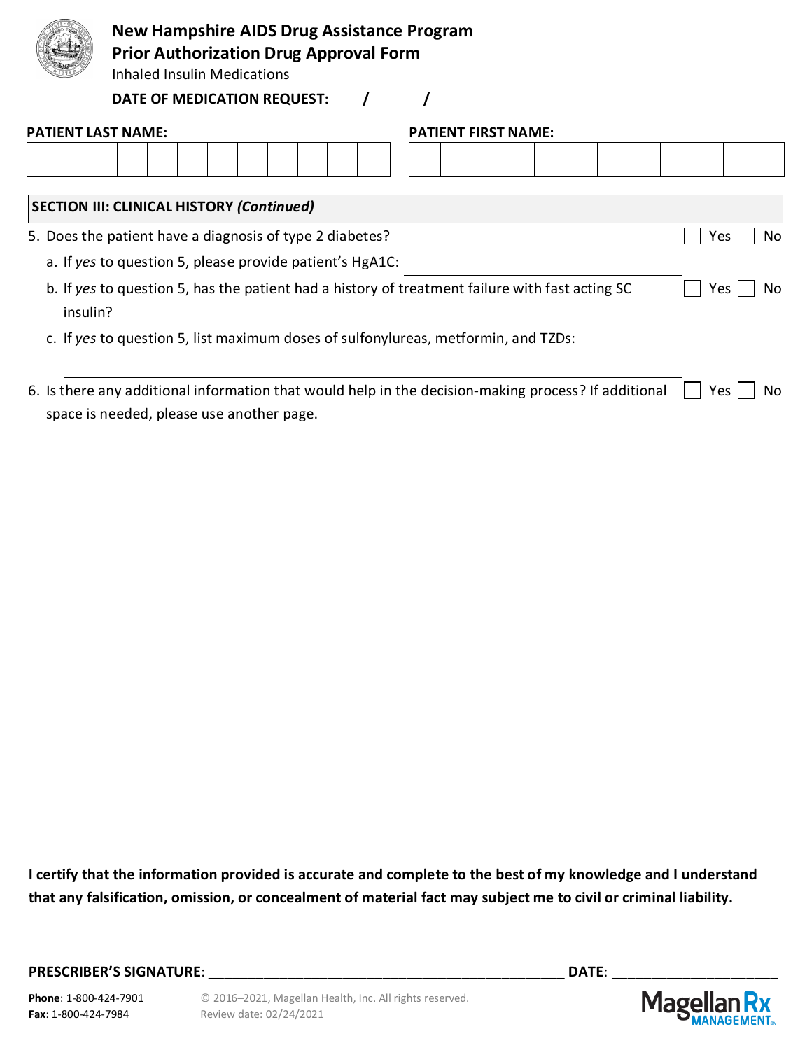**New Hampshire AIDS Drug Assistance Program**
**Prior Authorization Drug Approval Form**
Inhaled Insulin Medications

**DATE OF MEDICATION REQUEST:** / /

| **PATIENT LAST NAME:** | **PATIENT FIRST NAME:** |
|---|---|
| | |

## SECTION III: CLINICAL HISTORY *(Continued)*

5. Does the patient have a diagnosis of type 2 diabetes? ☐ Yes ☐ No
   a. If *yes* to question 5, please provide patient's HgA1C: ____________________
   b. If *yes* to question 5, has the patient had a history of treatment failure with fast acting SC insulin? ☐ Yes ☐ No
   c. If *yes* to question 5, list maximum doses of sulfonylureas, metformin, and TZDs:

   ____________________

6. Is there any additional information that would help in the decision-making process? If additional space is needed, please use another page. ☐ Yes ☐ No

____________________

**I certify that the information provided is accurate and complete to the best of my knowledge and I understand that any falsification, omission, or concealment of material fact may subject me to civil or criminal liability.**

**PRESCRIBER'S SIGNATURE**: ____________________ **DATE**: ____________________

**Phone**: 1-800-424-7901
**Fax**: 1-800-424-7984

© 2016–2021, Magellan Health, Inc. All rights reserved.
Review date: 02/24/2021

Magellan Rx MANAGEMENT